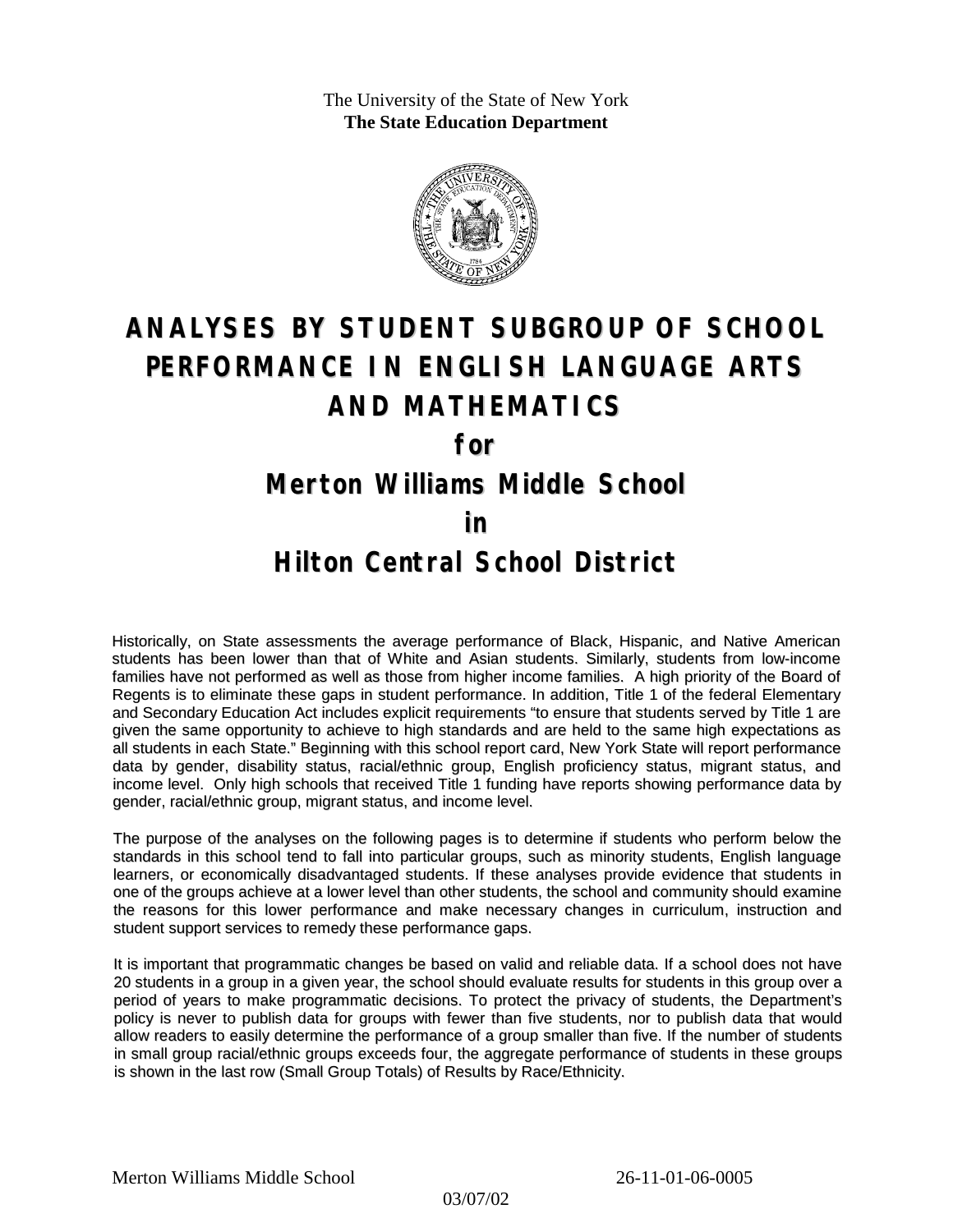The University of the State of New York
**The State Education Department**

# ANALYSES BY STUDENT SUBGROUP OF SCHOOL PERFORMANCE IN ENGLISH LANGUAGE ARTS AND MATHEMATICS

## for

## Merton Williams Middle School

## in

## Hilton Central School District

Historically, on State assessments the average performance of Black, Hispanic, and Native American students has been lower than that of White and Asian students. Similarly, students from low-income families have not performed as well as those from higher income families. A high priority of the Board of Regents is to eliminate these gaps in student performance. In addition, Title 1 of the federal Elementary and Secondary Education Act includes explicit requirements "to ensure that students served by Title 1 are given the same opportunity to achieve to high standards and are held to the same high expectations as all students in each State." Beginning with this school report card, New York State will report performance data by gender, disability status, racial/ethnic group, English proficiency status, migrant status, and income level. Only high schools that received Title 1 funding have reports showing performance data by gender, racial/ethnic group, migrant status, and income level.

The purpose of the analyses on the following pages is to determine if students who perform below the standards in this school tend to fall into particular groups, such as minority students, English language learners, or economically disadvantaged students. If these analyses provide evidence that students in one of the groups achieve at a lower level than other students, the school and community should examine the reasons for this lower performance and make necessary changes in curriculum, instruction and student support services to remedy these performance gaps.

It is important that programmatic changes be based on valid and reliable data. If a school does not have 20 students in a group in a given year, the school should evaluate results for students in this group over a period of years to make programmatic decisions. To protect the privacy of students, the Department's policy is never to publish data for groups with fewer than five students, nor to publish data that would allow readers to easily determine the performance of a group smaller than five. If the number of students in small group racial/ethnic groups exceeds four, the aggregate performance of students in these groups is shown in the last row (Small Group Totals) of Results by Race/Ethnicity.

Merton Williams Middle School 26-11-01-06-0005

03/07/02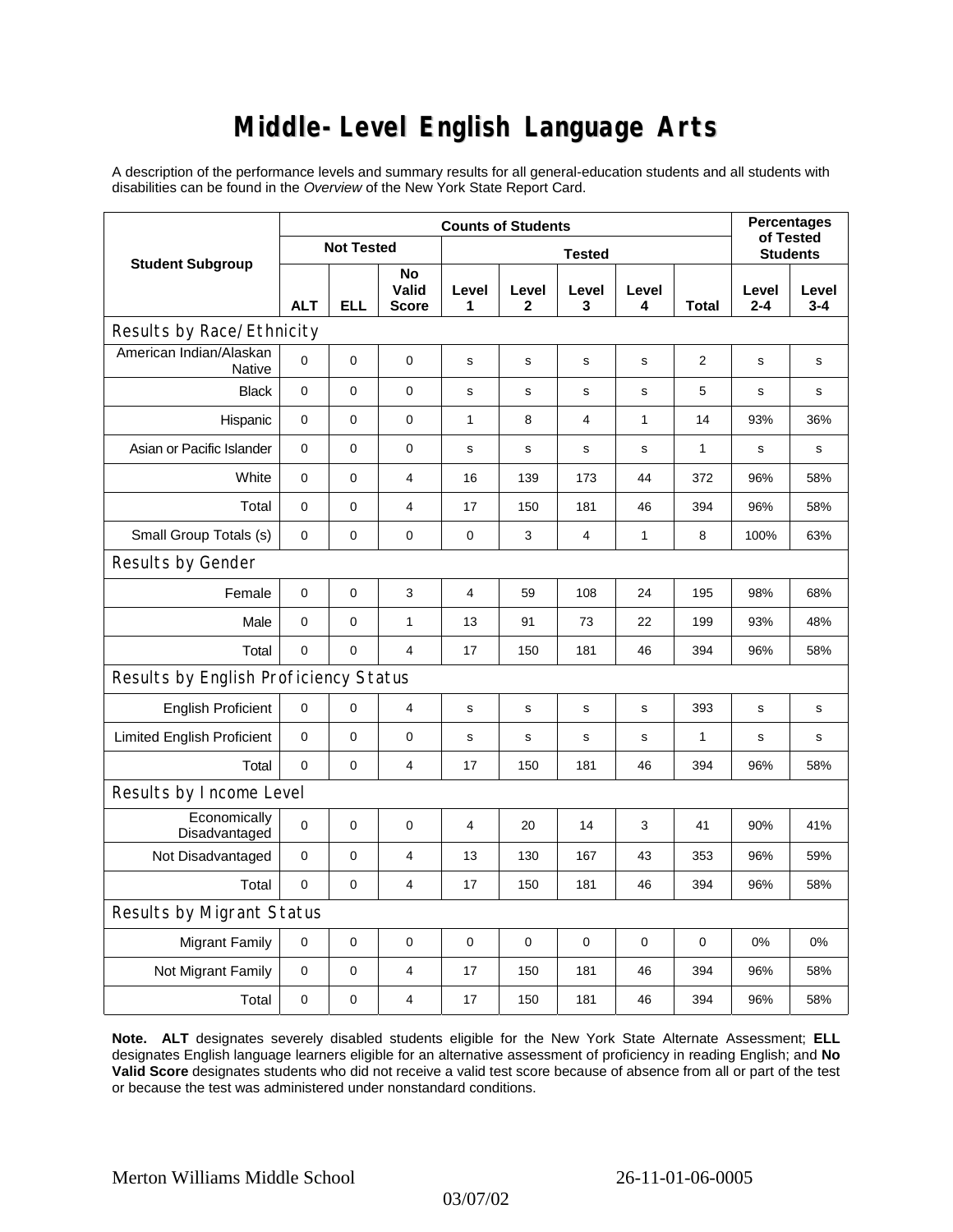# Middle-Level English Language Arts

A description of the performance levels and summary results for all general-education students and all students with disabilities can be found in the *Overview* of the New York State Report Card.

| Student Subgroup | Counts of Students | | | | | | | | Percentages of Tested Students | |
|---|---|---|---|---|---|---|---|---|---|---|
| | Not Tested | | | Tested | | | | | | |
| | ALT | ELL | No Valid Score | Level 1 | Level 2 | Level 3 | Level 4 | Total | Level 2-4 | Level 3-4 |
| **Results by Race/Ethnicity** | | | | | | | | | | |
| American Indian/Alaskan Native | 0 | 0 | 0 | s | s | s | s | 2 | s | s |
| Black | 0 | 0 | 0 | s | s | s | s | 5 | s | s |
| Hispanic | 0 | 0 | 0 | 1 | 8 | 4 | 1 | 14 | 93% | 36% |
| Asian or Pacific Islander | 0 | 0 | 0 | s | s | s | s | 1 | s | s |
| White | 0 | 0 | 4 | 16 | 139 | 173 | 44 | 372 | 96% | 58% |
| Total | 0 | 0 | 4 | 17 | 150 | 181 | 46 | 394 | 96% | 58% |
| Small Group Totals (s) | 0 | 0 | 0 | 0 | 3 | 4 | 1 | 8 | 100% | 63% |
| **Results by Gender** | | | | | | | | | | |
| Female | 0 | 0 | 3 | 4 | 59 | 108 | 24 | 195 | 98% | 68% |
| Male | 0 | 0 | 1 | 13 | 91 | 73 | 22 | 199 | 93% | 48% |
| Total | 0 | 0 | 4 | 17 | 150 | 181 | 46 | 394 | 96% | 58% |
| **Results by English Proficiency Status** | | | | | | | | | | |
| English Proficient | 0 | 0 | 4 | s | s | s | s | 393 | s | s |
| Limited English Proficient | 0 | 0 | 0 | s | s | s | s | 1 | s | s |
| Total | 0 | 0 | 4 | 17 | 150 | 181 | 46 | 394 | 96% | 58% |
| **Results by Income Level** | | | | | | | | | | |
| Economically Disadvantaged | 0 | 0 | 0 | 4 | 20 | 14 | 3 | 41 | 90% | 41% |
| Not Disadvantaged | 0 | 0 | 4 | 13 | 130 | 167 | 43 | 353 | 96% | 59% |
| Total | 0 | 0 | 4 | 17 | 150 | 181 | 46 | 394 | 96% | 58% |
| **Results by Migrant Status** | | | | | | | | | | |
| Migrant Family | 0 | 0 | 0 | 0 | 0 | 0 | 0 | 0 | 0% | 0% |
| Not Migrant Family | 0 | 0 | 4 | 17 | 150 | 181 | 46 | 394 | 96% | 58% |
| Total | 0 | 0 | 4 | 17 | 150 | 181 | 46 | 394 | 96% | 58% |

**Note. ALT** designates severely disabled students eligible for the New York State Alternate Assessment; **ELL** designates English language learners eligible for an alternative assessment of proficiency in reading English; and **No Valid Score** designates students who did not receive a valid test score because of absence from all or part of the test or because the test was administered under nonstandard conditions.

Merton Williams Middle School 26-11-01-06-0005

03/07/02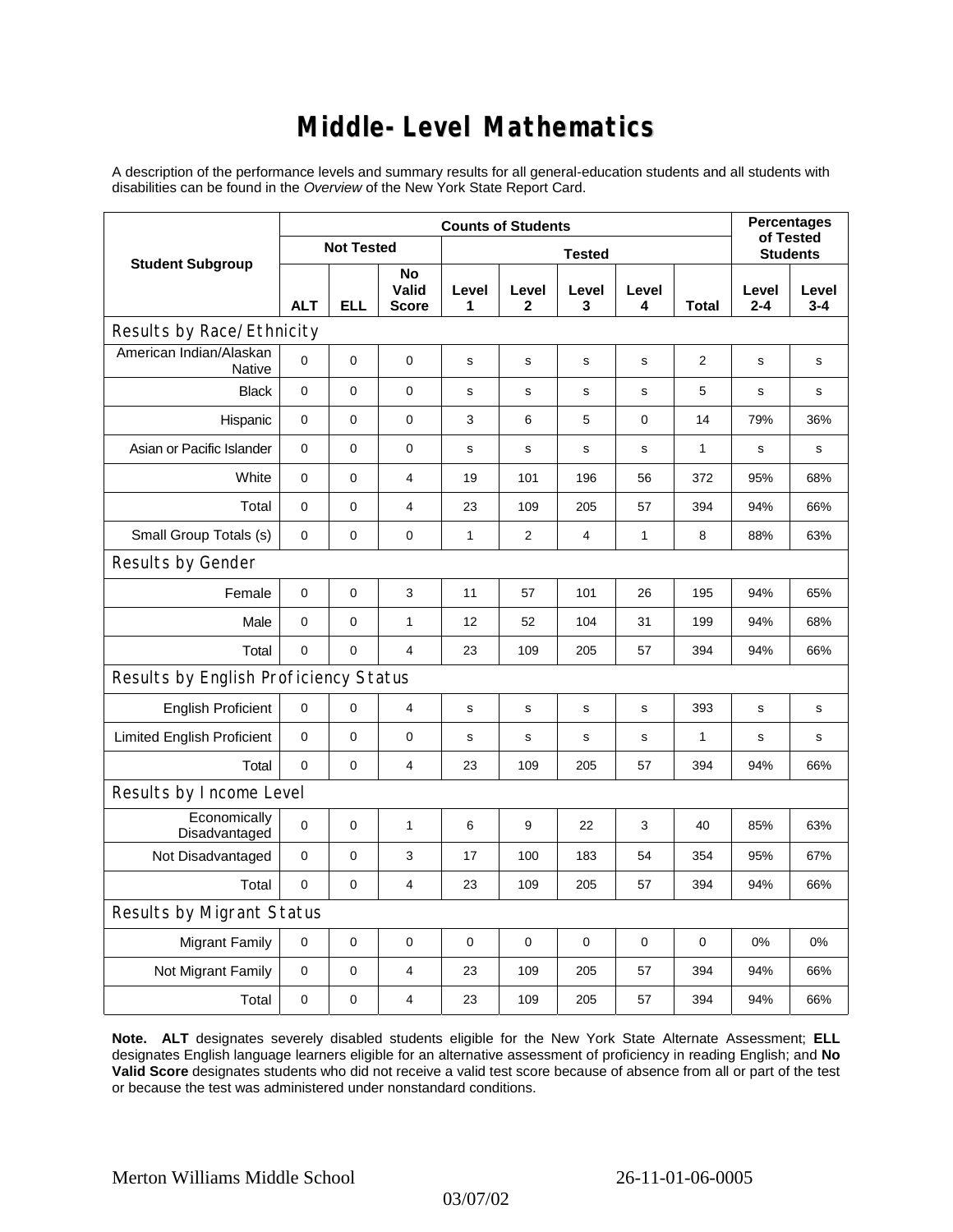# Middle-Level Mathematics

A description of the performance levels and summary results for all general-education students and all students with disabilities can be found in the *Overview* of the New York State Report Card.

| Student Subgroup | Counts of Students | | | | | | | | Percentages of Tested Students | |
|---|---|---|---|---|---|---|---|---|---|---|
| | Not Tested | | | Tested | | | | | | |
| | ALT | ELL | No Valid Score | Level 1 | Level 2 | Level 3 | Level 4 | Total | Level 2-4 | Level 3-4 |
| **Results by Race/Ethnicity** | | | | | | | | | | |
| American Indian/Alaskan Native | 0 | 0 | 0 | s | s | s | s | 2 | s | s |
| Black | 0 | 0 | 0 | s | s | s | s | 5 | s | s |
| Hispanic | 0 | 0 | 0 | 3 | 6 | 5 | 0 | 14 | 79% | 36% |
| Asian or Pacific Islander | 0 | 0 | 0 | s | s | s | s | 1 | s | s |
| White | 0 | 0 | 4 | 19 | 101 | 196 | 56 | 372 | 95% | 68% |
| Total | 0 | 0 | 4 | 23 | 109 | 205 | 57 | 394 | 94% | 66% |
| Small Group Totals (s) | 0 | 0 | 0 | 1 | 2 | 4 | 1 | 8 | 88% | 63% |
| **Results by Gender** | | | | | | | | | | |
| Female | 0 | 0 | 3 | 11 | 57 | 101 | 26 | 195 | 94% | 65% |
| Male | 0 | 0 | 1 | 12 | 52 | 104 | 31 | 199 | 94% | 68% |
| Total | 0 | 0 | 4 | 23 | 109 | 205 | 57 | 394 | 94% | 66% |
| **Results by English Proficiency Status** | | | | | | | | | | |
| English Proficient | 0 | 0 | 4 | s | s | s | s | 393 | s | s |
| Limited English Proficient | 0 | 0 | 0 | s | s | s | s | 1 | s | s |
| Total | 0 | 0 | 4 | 23 | 109 | 205 | 57 | 394 | 94% | 66% |
| **Results by Income Level** | | | | | | | | | | |
| Economically Disadvantaged | 0 | 0 | 1 | 6 | 9 | 22 | 3 | 40 | 85% | 63% |
| Not Disadvantaged | 0 | 0 | 3 | 17 | 100 | 183 | 54 | 354 | 95% | 67% |
| Total | 0 | 0 | 4 | 23 | 109 | 205 | 57 | 394 | 94% | 66% |
| **Results by Migrant Status** | | | | | | | | | | |
| Migrant Family | 0 | 0 | 0 | 0 | 0 | 0 | 0 | 0 | 0% | 0% |
| Not Migrant Family | 0 | 0 | 4 | 23 | 109 | 205 | 57 | 394 | 94% | 66% |
| Total | 0 | 0 | 4 | 23 | 109 | 205 | 57 | 394 | 94% | 66% |

**Note. ALT** designates severely disabled students eligible for the New York State Alternate Assessment; **ELL** designates English language learners eligible for an alternative assessment of proficiency in reading English; and **No Valid Score** designates students who did not receive a valid test score because of absence from all or part of the test or because the test was administered under nonstandard conditions.

Merton Williams Middle School 26-11-01-06-0005

03/07/02